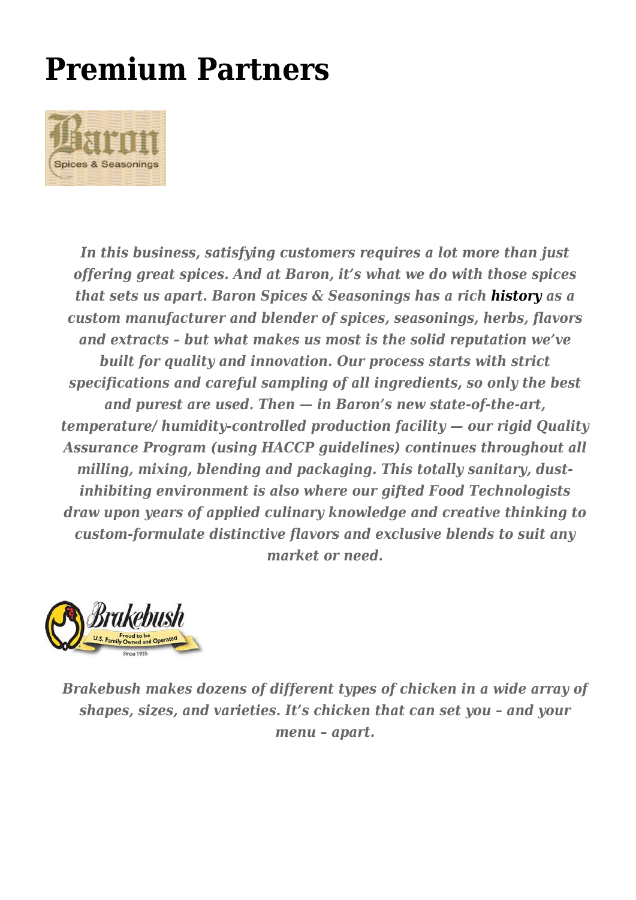# Premium Partners

*In this business, satisfying customers requires a lot more than just offering great spices. And at Baron, it's what we do with those spices that sets us apart. Baron Spices & Seasonings has a rich **history** as a custom manufacturer and blender of spices, seasonings, herbs, flavors and extracts – but what makes us most is the solid reputation we've built for quality and innovation. Our process starts with strict specifications and careful sampling of all ingredients, so only the best and purest are used. Then — in Baron's new state-of-the-art, temperature/ humidity-controlled production facility — our rigid Quality Assurance Program (using HACCP guidelines) continues throughout all milling, mixing, blending and packaging. This totally sanitary, dust-inhibiting environment is also where our gifted Food Technologists draw upon years of applied culinary knowledge and creative thinking to custom-formulate distinctive flavors and exclusive blends to suit any market or need.*

*Brakebush makes dozens of different types of chicken in a wide array of shapes, sizes, and varieties. It's chicken that can set you – and your menu – apart.*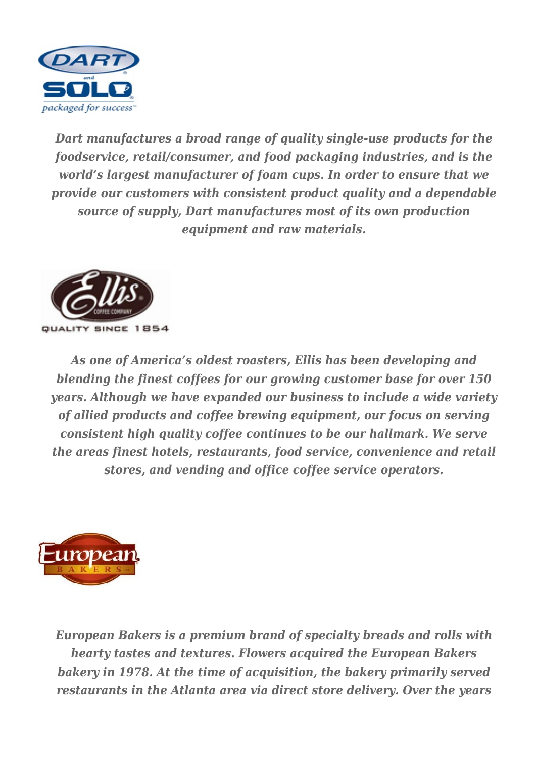*Dart manufactures a broad range of quality single-use products for the foodservice, retail/consumer, and food packaging industries, and is the world's largest manufacturer of foam cups. In order to ensure that we provide our customers with consistent product quality and a dependable source of supply, Dart manufactures most of its own production equipment and raw materials.*

*As one of America's oldest roasters, Ellis has been developing and blending the finest coffees for our growing customer base for over 150 years. Although we have expanded our business to include a wide variety of allied products and coffee brewing equipment, our focus on serving consistent high quality coffee continues to be our hallmark. We serve the areas finest hotels, restaurants, food service, convenience and retail stores, and vending and office coffee service operators.*

*European Bakers is a premium brand of specialty breads and rolls with hearty tastes and textures. Flowers acquired the European Bakers bakery in 1978. At the time of acquisition, the bakery primarily served restaurants in the Atlanta area via direct store delivery. Over the years*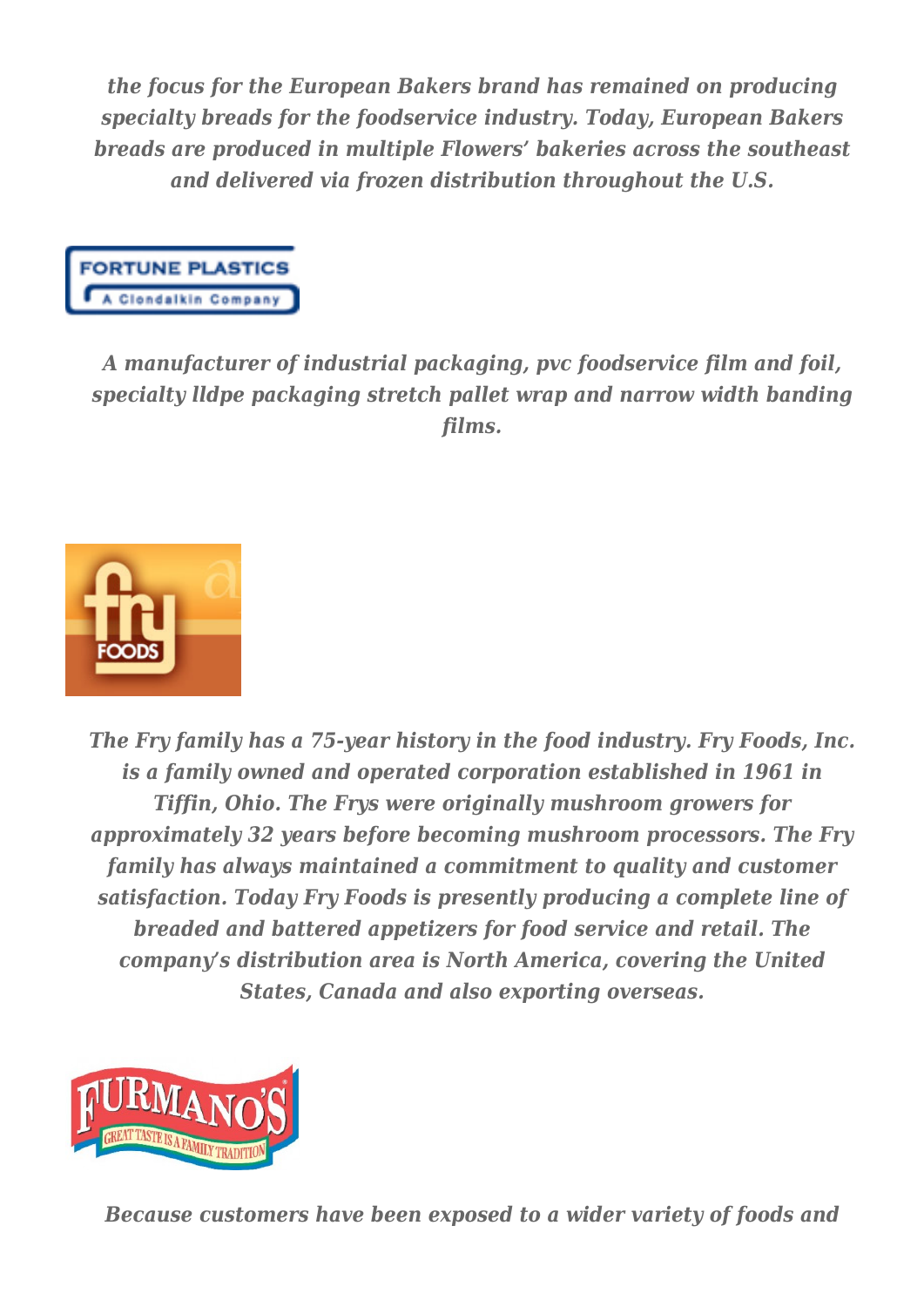*the focus for the European Bakers brand has remained on producing specialty breads for the foodservice industry. Today, European Bakers breads are produced in multiple Flowers' bakeries across the southeast and delivered via frozen distribution throughout the U.S.*

*A manufacturer of industrial packaging, pvc foodservice film and foil, specialty lldpe packaging stretch pallet wrap and narrow width banding films.*

*The Fry family has a 75-year history in the food industry. Fry Foods, Inc. is a family owned and operated corporation established in 1961 in Tiffin, Ohio. The Frys were originally mushroom growers for approximately 32 years before becoming mushroom processors. The Fry family has always maintained a commitment to quality and customer satisfaction. Today Fry Foods is presently producing a complete line of breaded and battered appetizers for food service and retail. The company's distribution area is North America, covering the United States, Canada and also exporting overseas.*

*Because customers have been exposed to a wider variety of foods and*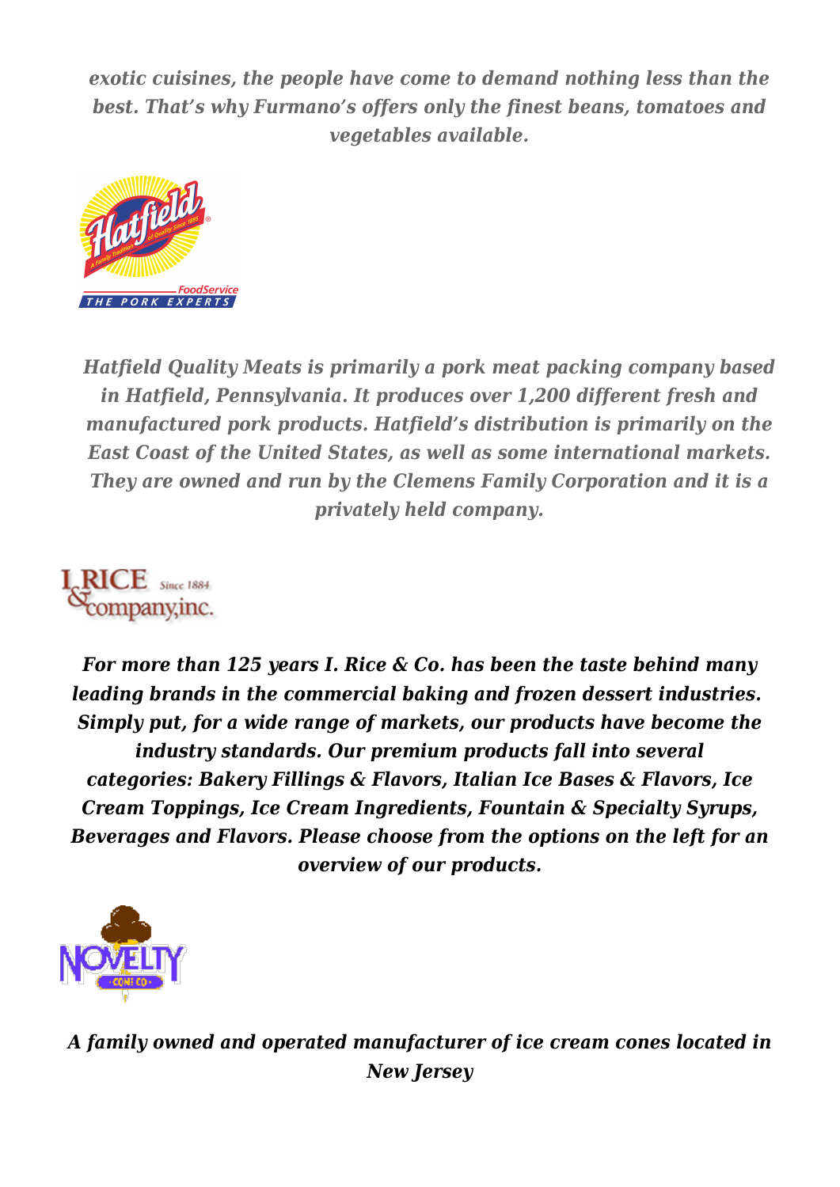*exotic cuisines, the people have come to demand nothing less than the best. That's why Furmano's offers only the finest beans, tomatoes and vegetables available.*

*Hatfield Quality Meats is primarily a pork meat packing company based in Hatfield, Pennsylvania. It produces over 1,200 different fresh and manufactured pork products. Hatfield's distribution is primarily on the East Coast of the United States, as well as some international markets. They are owned and run by the Clemens Family Corporation and it is a privately held company.*

***For more than 125 years I. Rice & Co. has been the taste behind many leading brands in the commercial baking and frozen dessert industries. Simply put, for a wide range of markets, our products have become the industry standards. Our premium products fall into several categories: Bakery Fillings & Flavors, Italian Ice Bases & Flavors, Ice Cream Toppings, Ice Cream Ingredients, Fountain & Specialty Syrups, Beverages and Flavors. Please choose from the options on the left for an overview of our products.***

***A family owned and operated manufacturer of ice cream cones located in New Jersey***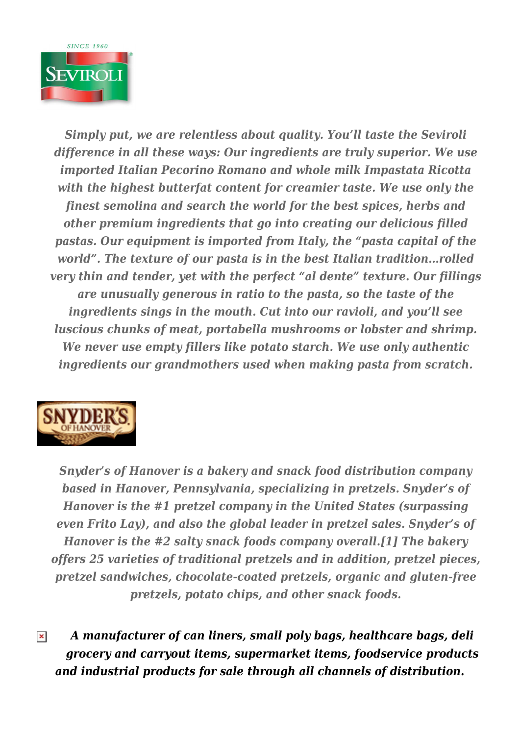*Simply put, we are relentless about quality. You'll taste the Seviroli difference in all these ways: Our ingredients are truly superior. We use imported Italian Pecorino Romano and whole milk Impastata Ricotta with the highest butterfat content for creamier taste. We use only the finest semolina and search the world for the best spices, herbs and other premium ingredients that go into creating our delicious filled pastas. Our equipment is imported from Italy, the "pasta capital of the world". The texture of our pasta is in the best Italian tradition…rolled very thin and tender, yet with the perfect "al dente" texture. Our fillings are unusually generous in ratio to the pasta, so the taste of the ingredients sings in the mouth. Cut into our ravioli, and you'll see luscious chunks of meat, portabella mushrooms or lobster and shrimp. We never use empty fillers like potato starch. We use only authentic ingredients our grandmothers used when making pasta from scratch.*

*Snyder's of Hanover is a bakery and snack food distribution company based in Hanover, Pennsylvania, specializing in pretzels. Snyder's of Hanover is the #1 pretzel company in the United States (surpassing even Frito Lay), and also the global leader in pretzel sales. Snyder's of Hanover is the #2 salty snack foods company overall.[1] The bakery offers 25 varieties of traditional pretzels and in addition, pretzel pieces, pretzel sandwiches, chocolate-coated pretzels, organic and gluten-free pretzels, potato chips, and other snack foods.*

***A manufacturer of can liners, small poly bags, healthcare bags, deli grocery and carryout items, supermarket items, foodservice products and industrial products for sale through all channels of distribution.***